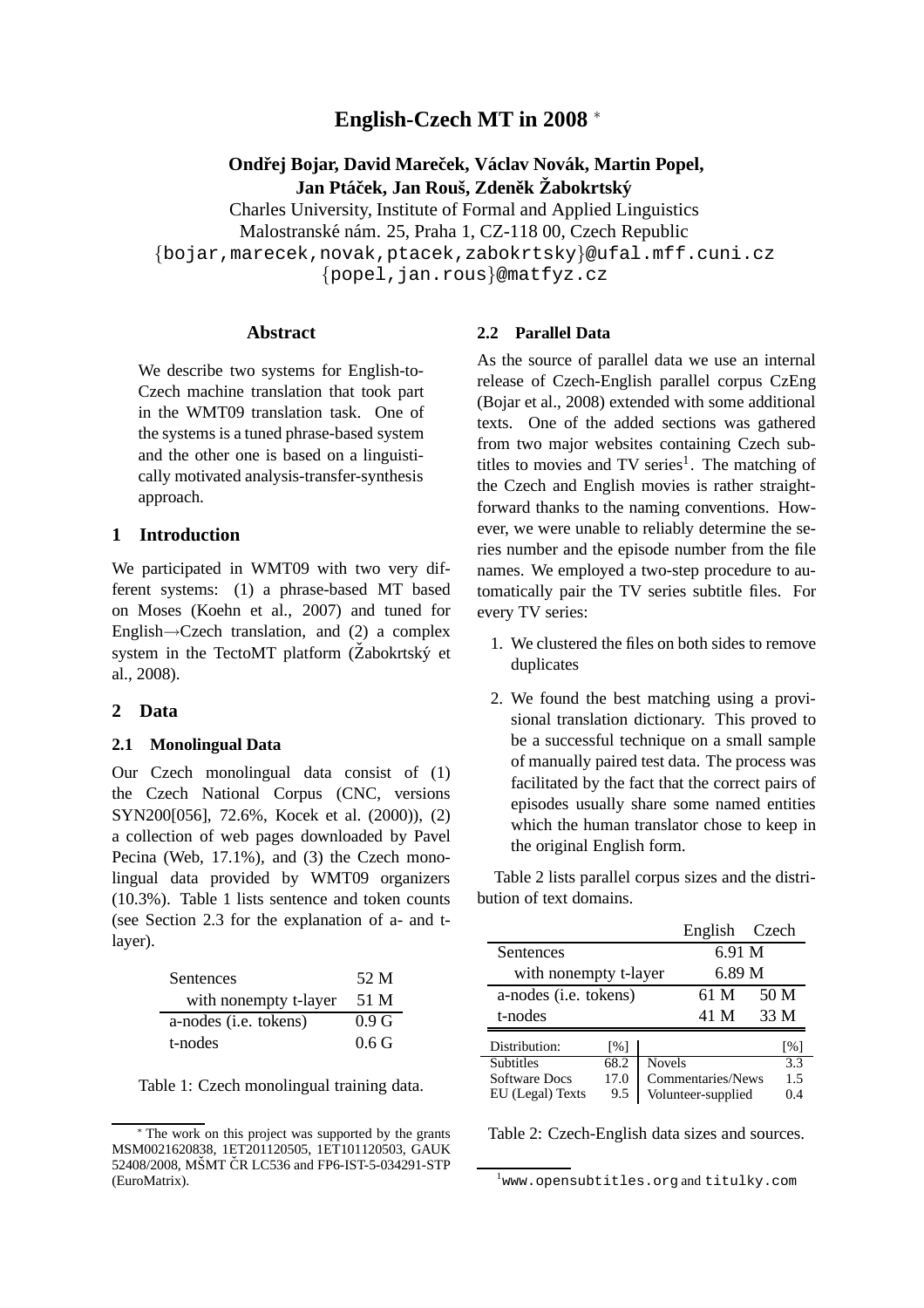# English-Czech MT in 2008 [*]

**Ondřej Bojar, David Mareček, Václav Novák, Martin Popel, Jan Ptáček, Jan Rouš, Zdeněk Žabokrtský**

Charles University, Institute of Formal and Applied Linguistics
Malostranské nám. 25, Praha 1, CZ-118 00, Czech Republic
{bojar,marecek,novak,ptacek,zabokrtsky}@ufal.mff.cuni.cz
{popel,jan.rous}@matfyz.cz

## Abstract

We describe two systems for English-to-Czech machine translation that took part in the WMT09 translation task. One of the systems is a tuned phrase-based system and the other one is based on a linguistically motivated analysis-transfer-synthesis approach.

## 1 Introduction

We participated in WMT09 with two very different systems: (1) a phrase-based MT based on Moses (Koehn et al., 2007) and tuned for English→Czech translation, and (2) a complex system in the TectoMT platform (Žabokrtský et al., 2008).

## 2 Data

### 2.1 Monolingual Data

Our Czech monolingual data consist of (1) the Czech National Corpus (CNC, versions SYN200[056], 72.6%, Kocek et al. (2000)), (2) a collection of web pages downloaded by Pavel Pecina (Web, 17.1%), and (3) the Czech monolingual data provided by WMT09 organizers (10.3%). Table 1 lists sentence and token counts (see Section 2.3 for the explanation of a- and t-layer).

| | |
|---|---|
| Sentences | 52 M |
| with nonempty t-layer | 51 M |
| a-nodes (i.e. tokens) | 0.9 G |
| t-nodes | 0.6 G |

Table 1: Czech monolingual training data.

### 2.2 Parallel Data

As the source of parallel data we use an internal release of Czech-English parallel corpus CzEng (Bojar et al., 2008) extended with some additional texts. One of the added sections was gathered from two major websites containing Czech subtitles to movies and TV series[1]. The matching of the Czech and English movies is rather straightforward thanks to the naming conventions. However, we were unable to reliably determine the series number and the episode number from the file names. We employed a two-step procedure to automatically pair the TV series subtitle files. For every TV series:

1. We clustered the files on both sides to remove duplicates
2. We found the best matching using a provisional translation dictionary. This proved to be a successful technique on a small sample of manually paired test data. The process was facilitated by the fact that the correct pairs of episodes usually share some named entities which the human translator chose to keep in the original English form.

Table 2 lists parallel corpus sizes and the distribution of text domains.

| | English | Czech |
|---|---|---|
| Sentences | 6.91 M | |
| with nonempty t-layer | 6.89 M | |
| a-nodes (i.e. tokens) | 61 M | 50 M |
| t-nodes | 41 M | 33 M |

| Distribution: | [%] | | [%] |
|---|---|---|---|
| Subtitles | 68.2 | Novels | 3.3 |
| Software Docs | 17.0 | Commentaries/News | 1.5 |
| EU (Legal) Texts | 9.5 | Volunteer-supplied | 0.4 |

Table 2: Czech-English data sizes and sources.

[*] The work on this project was supported by the grants MSM0021620838, 1ET201120505, 1ET101120503, GAUK 52408/2008, MŠMT ČR LC536 and FP6-IST-5-034291-STP (EuroMatrix).

[1] www.opensubtitles.org and titulky.com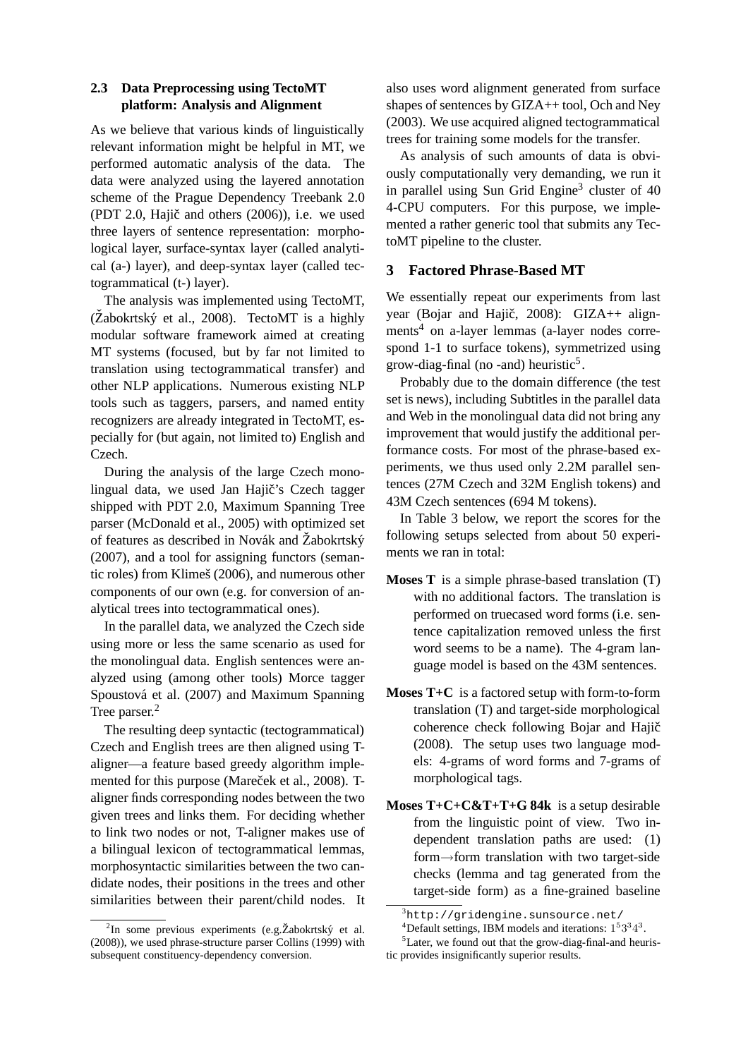### 2.3 Data Preprocessing using TectoMT platform: Analysis and Alignment

As we believe that various kinds of linguistically relevant information might be helpful in MT, we performed automatic analysis of the data. The data were analyzed using the layered annotation scheme of the Prague Dependency Treebank 2.0 (PDT 2.0, Hajič and others (2006)), i.e. we used three layers of sentence representation: morphological layer, surface-syntax layer (called analytical (a-) layer), and deep-syntax layer (called tectogrammatical (t-) layer).

The analysis was implemented using TectoMT, (Žabokrtský et al., 2008). TectoMT is a highly modular software framework aimed at creating MT systems (focused, but by far not limited to translation using tectogrammatical transfer) and other NLP applications. Numerous existing NLP tools such as taggers, parsers, and named entity recognizers are already integrated in TectoMT, especially for (but again, not limited to) English and Czech.

During the analysis of the large Czech monolingual data, we used Jan Hajič's Czech tagger shipped with PDT 2.0, Maximum Spanning Tree parser (McDonald et al., 2005) with optimized set of features as described in Novák and Žabokrtský (2007), and a tool for assigning functors (semantic roles) from Klimeš (2006), and numerous other components of our own (e.g. for conversion of analytical trees into tectogrammatical ones).

In the parallel data, we analyzed the Czech side using more or less the same scenario as used for the monolingual data. English sentences were analyzed using (among other tools) Morce tagger Spoustová et al. (2007) and Maximum Spanning Tree parser.[2]

The resulting deep syntactic (tectogrammatical) Czech and English trees are then aligned using T-aligner—a feature based greedy algorithm implemented for this purpose (Mareček et al., 2008). T-aligner finds corresponding nodes between the two given trees and links them. For deciding whether to link two nodes or not, T-aligner makes use of a bilingual lexicon of tectogrammatical lemmas, morphosyntactic similarities between the two candidate nodes, their positions in the trees and other similarities between their parent/child nodes. It also uses word alignment generated from surface shapes of sentences by GIZA++ tool, Och and Ney (2003). We use acquired aligned tectogrammatical trees for training some models for the transfer.

As analysis of such amounts of data is obviously computationally very demanding, we run it in parallel using Sun Grid Engine[3] cluster of 40 4-CPU computers. For this purpose, we implemented a rather generic tool that submits any TectoMT pipeline to the cluster.

## 3 Factored Phrase-Based MT

We essentially repeat our experiments from last year (Bojar and Hajič, 2008): GIZA++ alignments[4] on a-layer lemmas (a-layer nodes correspond 1-1 to surface tokens), symmetrized using grow-diag-final (no -and) heuristic[5].

Probably due to the domain difference (the test set is news), including Subtitles in the parallel data and Web in the monolingual data did not bring any improvement that would justify the additional performance costs. For most of the phrase-based experiments, we thus used only 2.2M parallel sentences (27M Czech and 32M English tokens) and 43M Czech sentences (694 M tokens).

In Table 3 below, we report the scores for the following setups selected from about 50 experiments we ran in total:

**Moses T** is a simple phrase-based translation (T) with no additional factors. The translation is performed on truecased word forms (i.e. sentence capitalization removed unless the first word seems to be a name). The 4-gram language model is based on the 43M sentences.

**Moses T+C** is a factored setup with form-to-form translation (T) and target-side morphological coherence check following Bojar and Hajič (2008). The setup uses two language models: 4-grams of word forms and 7-grams of morphological tags.

**Moses T+C+C&T+T+G 84k** is a setup desirable from the linguistic point of view. Two independent translation paths are used: (1) form→form translation with two target-side checks (lemma and tag generated from the target-side form) as a fine-grained baseline

[2] In some previous experiments (e.g.Žabokrtský et al. (2008)), we used phrase-structure parser Collins (1999) with subsequent constituency-dependency conversion.

[3] http://gridengine.sunsource.net/

[4] Default settings, IBM models and iterations: $1^5 3^3 4^3$.

[5] Later, we found out that the grow-diag-final-and heuristic provides insignificantly superior results.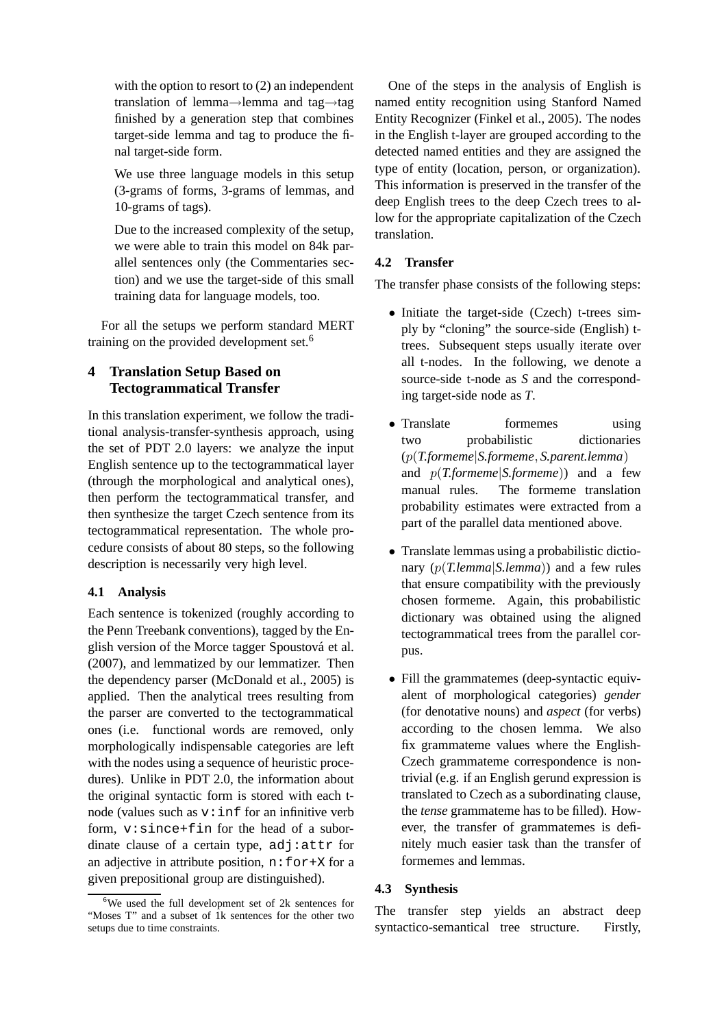with the option to resort to (2) an independent translation of lemma→lemma and tag→tag finished by a generation step that combines target-side lemma and tag to produce the final target-side form.

We use three language models in this setup (3-grams of forms, 3-grams of lemmas, and 10-grams of tags).

Due to the increased complexity of the setup, we were able to train this model on 84k parallel sentences only (the Commentaries section) and we use the target-side of this small training data for language models, too.

For all the setups we perform standard MERT training on the provided development set.[6]

## 4 Translation Setup Based on Tectogrammatical Transfer

In this translation experiment, we follow the traditional analysis-transfer-synthesis approach, using the set of PDT 2.0 layers: we analyze the input English sentence up to the tectogrammatical layer (through the morphological and analytical ones), then perform the tectogrammatical transfer, and then synthesize the target Czech sentence from its tectogrammatical representation. The whole procedure consists of about 80 steps, so the following description is necessarily very high level.

### 4.1 Analysis

Each sentence is tokenized (roughly according to the Penn Treebank conventions), tagged by the English version of the Morce tagger Spoustová et al. (2007), and lemmatized by our lemmatizer. Then the dependency parser (McDonald et al., 2005) is applied. Then the analytical trees resulting from the parser are converted to the tectogrammatical ones (i.e. functional words are removed, only morphologically indispensable categories are left with the nodes using a sequence of heuristic procedures). Unlike in PDT 2.0, the information about the original syntactic form is stored with each t-node (values such as `v:inf` for an infinitive verb form, `v:since+fin` for the head of a subordinate clause of a certain type, `adj:attr` for an adjective in attribute position, `n:for+X` for a given prepositional group are distinguished).

[6]We used the full development set of 2k sentences for "Moses T" and a subset of 1k sentences for the other two setups due to time constraints.

One of the steps in the analysis of English is named entity recognition using Stanford Named Entity Recognizer (Finkel et al., 2005). The nodes in the English t-layer are grouped according to the detected named entities and they are assigned the type of entity (location, person, or organization). This information is preserved in the transfer of the deep English trees to the deep Czech trees to allow for the appropriate capitalization of the Czech translation.

### 4.2 Transfer

The transfer phase consists of the following steps:

- Initiate the target-side (Czech) t-trees simply by "cloning" the source-side (English) t-trees. Subsequent steps usually iterate over all t-nodes. In the following, we denote a source-side t-node as *S* and the corresponding target-side node as *T*.

- Translate formemes using two probabilistic dictionaries ($p(T.formeme|S.formeme, S.parent.lemma)$ and $p(T.formeme|S.formeme)$) and a few manual rules. The formeme translation probability estimates were extracted from a part of the parallel data mentioned above.

- Translate lemmas using a probabilistic dictionary ($p(T.lemma|S.lemma)$) and a few rules that ensure compatibility with the previously chosen formeme. Again, this probabilistic dictionary was obtained using the aligned tectogrammatical trees from the parallel corpus.

- Fill the grammatemes (deep-syntactic equivalent of morphological categories) *gender* (for denotative nouns) and *aspect* (for verbs) according to the chosen lemma. We also fix grammateme values where the English-Czech grammateme correspondence is non-trivial (e.g. if an English gerund expression is translated to Czech as a subordinating clause, the *tense* grammateme has to be filled). However, the transfer of grammatemes is definitely much easier task than the transfer of formemes and lemmas.

### 4.3 Synthesis

The transfer step yields an abstract deep syntactico-semantical tree structure. Firstly,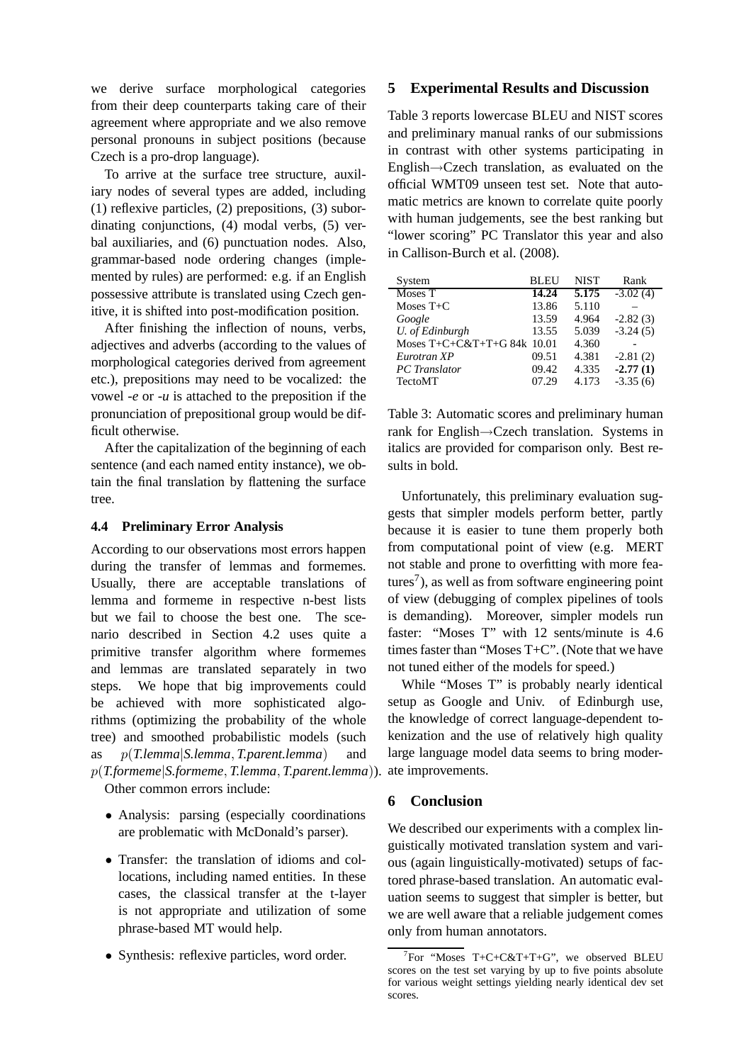we derive surface morphological categories from their deep counterparts taking care of their agreement where appropriate and we also remove personal pronouns in subject positions (because Czech is a pro-drop language).

To arrive at the surface tree structure, auxiliary nodes of several types are added, including (1) reflexive particles, (2) prepositions, (3) subordinating conjunctions, (4) modal verbs, (5) verbal auxiliaries, and (6) punctuation nodes. Also, grammar-based node ordering changes (implemented by rules) are performed: e.g. if an English possessive attribute is translated using Czech genitive, it is shifted into post-modification position.

After finishing the inflection of nouns, verbs, adjectives and adverbs (according to the values of morphological categories derived from agreement etc.), prepositions may need to be vocalized: the vowel *-e* or *-u* is attached to the preposition if the pronunciation of prepositional group would be difficult otherwise.

After the capitalization of the beginning of each sentence (and each named entity instance), we obtain the final translation by flattening the surface tree.

### 4.4 Preliminary Error Analysis

According to our observations most errors happen during the transfer of lemmas and formemes. Usually, there are acceptable translations of lemma and formeme in respective n-best lists but we fail to choose the best one. The scenario described in Section 4.2 uses quite a primitive transfer algorithm where formemes and lemmas are translated separately in two steps. We hope that big improvements could be achieved with more sophisticated algorithms (optimizing the probability of the whole tree) and smoothed probabilistic models (such as $p(\textit{T.lemma}|\textit{S.lemma}, \textit{T.parent.lemma})$ and $p(\textit{T.formeme}|\textit{S.formeme}, \textit{T.lemma}, \textit{T.parent.lemma})$).

Other common errors include:

- Analysis: parsing (especially coordinations are problematic with McDonald's parser).
- Transfer: the translation of idioms and collocations, including named entities. In these cases, the classical transfer at the t-layer is not appropriate and utilization of some phrase-based MT would help.
- Synthesis: reflexive particles, word order.

## 5 Experimental Results and Discussion

Table 3 reports lowercase BLEU and NIST scores and preliminary manual ranks of our submissions in contrast with other systems participating in English→Czech translation, as evaluated on the official WMT09 unseen test set. Note that automatic metrics are known to correlate quite poorly with human judgements, see the best ranking but "lower scoring" PC Translator this year and also in Callison-Burch et al. (2008).

| System | BLEU | NIST | Rank |
|---|---|---|---|
| Moses T | **14.24** | **5.175** | -3.02 (4) |
| Moses T+C | 13.86 | 5.110 | – |
| *Google* | 13.59 | 4.964 | -2.82 (3) |
| *U. of Edinburgh* | 13.55 | 5.039 | -3.24 (5) |
| Moses T+C+C&T+T+G 84k | 10.01 | 4.360 | - |
| *Eurotran XP* | 09.51 | 4.381 | -2.81 (2) |
| *PC Translator* | 09.42 | 4.335 | **-2.77 (1)** |
| TectoMT | 07.29 | 4.173 | -3.35 (6) |

Table 3: Automatic scores and preliminary human rank for English→Czech translation. Systems in italics are provided for comparison only. Best results in bold.

Unfortunately, this preliminary evaluation suggests that simpler models perform better, partly because it is easier to tune them properly both from computational point of view (e.g. MERT not stable and prone to overfitting with more features[7]), as well as from software engineering point of view (debugging of complex pipelines of tools is demanding). Moreover, simpler models run faster: "Moses T" with 12 sents/minute is 4.6 times faster than "Moses T+C". (Note that we have not tuned either of the models for speed.)

While "Moses T" is probably nearly identical setup as Google and Univ. of Edinburgh use, the knowledge of correct language-dependent tokenization and the use of relatively high quality large language model data seems to bring moderate improvements.

## 6 Conclusion

We described our experiments with a complex linguistically motivated translation system and various (again linguistically-motivated) setups of factored phrase-based translation. An automatic evaluation seems to suggest that simpler is better, but we are well aware that a reliable judgement comes only from human annotators.

[7]For "Moses T+C+C&T+T+G", we observed BLEU scores on the test set varying by up to five points absolute for various weight settings yielding nearly identical dev set scores.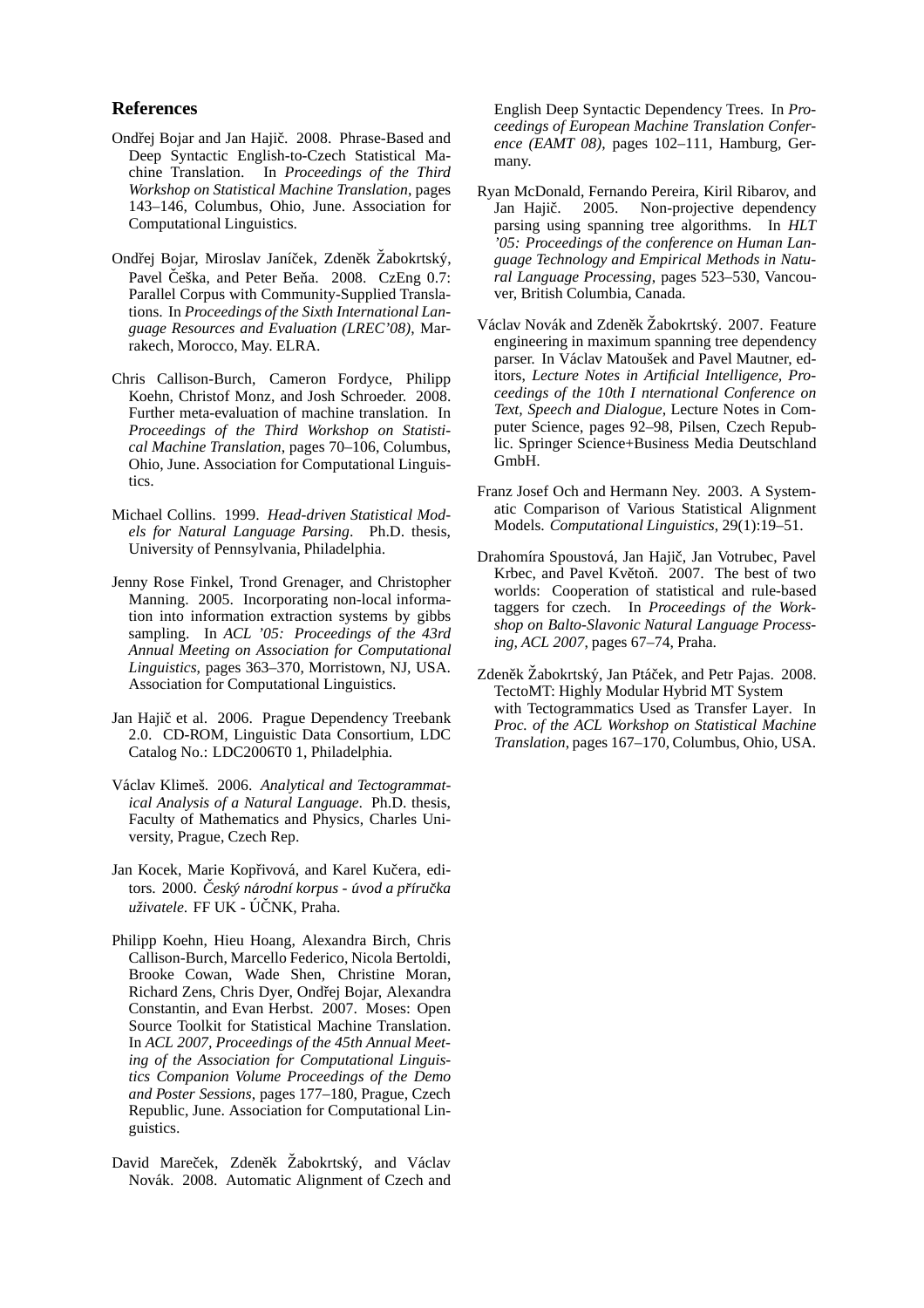## References

Ondřej Bojar and Jan Hajič. 2008. Phrase-Based and Deep Syntactic English-to-Czech Statistical Machine Translation. In *Proceedings of the Third Workshop on Statistical Machine Translation*, pages 143–146, Columbus, Ohio, June. Association for Computational Linguistics.

Ondřej Bojar, Miroslav Janíček, Zdeněk Žabokrtský, Pavel Češka, and Peter Beňa. 2008. CzEng 0.7: Parallel Corpus with Community-Supplied Translations. In *Proceedings of the Sixth International Language Resources and Evaluation (LREC'08)*, Marrakech, Morocco, May. ELRA.

Chris Callison-Burch, Cameron Fordyce, Philipp Koehn, Christof Monz, and Josh Schroeder. 2008. Further meta-evaluation of machine translation. In *Proceedings of the Third Workshop on Statistical Machine Translation*, pages 70–106, Columbus, Ohio, June. Association for Computational Linguistics.

Michael Collins. 1999. *Head-driven Statistical Models for Natural Language Parsing*. Ph.D. thesis, University of Pennsylvania, Philadelphia.

Jenny Rose Finkel, Trond Grenager, and Christopher Manning. 2005. Incorporating non-local information into information extraction systems by gibbs sampling. In *ACL '05: Proceedings of the 43rd Annual Meeting on Association for Computational Linguistics*, pages 363–370, Morristown, NJ, USA. Association for Computational Linguistics.

Jan Hajič et al. 2006. Prague Dependency Treebank 2.0. CD-ROM, Linguistic Data Consortium, LDC Catalog No.: LDC2006T0 1, Philadelphia.

Václav Klimeš. 2006. *Analytical and Tectogrammatical Analysis of a Natural Language*. Ph.D. thesis, Faculty of Mathematics and Physics, Charles University, Prague, Czech Rep.

Jan Kocek, Marie Kopřivová, and Karel Kučera, editors. 2000. *Český národní korpus - úvod a příručka uživatele*. FF UK - ÚČNK, Praha.

Philipp Koehn, Hieu Hoang, Alexandra Birch, Chris Callison-Burch, Marcello Federico, Nicola Bertoldi, Brooke Cowan, Wade Shen, Christine Moran, Richard Zens, Chris Dyer, Ondřej Bojar, Alexandra Constantin, and Evan Herbst. 2007. Moses: Open Source Toolkit for Statistical Machine Translation. In *ACL 2007, Proceedings of the 45th Annual Meeting of the Association for Computational Linguistics Companion Volume Proceedings of the Demo and Poster Sessions*, pages 177–180, Prague, Czech Republic, June. Association for Computational Linguistics.

David Mareček, Zdeněk Žabokrtský, and Václav Novák. 2008. Automatic Alignment of Czech and English Deep Syntactic Dependency Trees. In *Proceedings of European Machine Translation Conference (EAMT 08)*, pages 102–111, Hamburg, Germany.

Ryan McDonald, Fernando Pereira, Kiril Ribarov, and Jan Hajič. 2005. Non-projective dependency parsing using spanning tree algorithms. In *HLT '05: Proceedings of the conference on Human Language Technology and Empirical Methods in Natural Language Processing*, pages 523–530, Vancouver, British Columbia, Canada.

Václav Novák and Zdeněk Žabokrtský. 2007. Feature engineering in maximum spanning tree dependency parser. In Václav Matoušek and Pavel Mautner, editors, *Lecture Notes in Artificial Intelligence, Proceedings of the 10th I nternational Conference on Text, Speech and Dialogue*, Lecture Notes in Computer Science, pages 92–98, Pilsen, Czech Republic. Springer Science+Business Media Deutschland GmbH.

Franz Josef Och and Hermann Ney. 2003. A Systematic Comparison of Various Statistical Alignment Models. *Computational Linguistics*, 29(1):19–51.

Drahomíra Spoustová, Jan Hajič, Jan Votrubec, Pavel Krbec, and Pavel Květoň. 2007. The best of two worlds: Cooperation of statistical and rule-based taggers for czech. In *Proceedings of the Workshop on Balto-Slavonic Natural Language Processing, ACL 2007*, pages 67–74, Praha.

Zdeněk Žabokrtský, Jan Ptáček, and Petr Pajas. 2008. TectoMT: Highly Modular Hybrid MT System with Tectogrammatics Used as Transfer Layer. In *Proc. of the ACL Workshop on Statistical Machine Translation*, pages 167–170, Columbus, Ohio, USA.